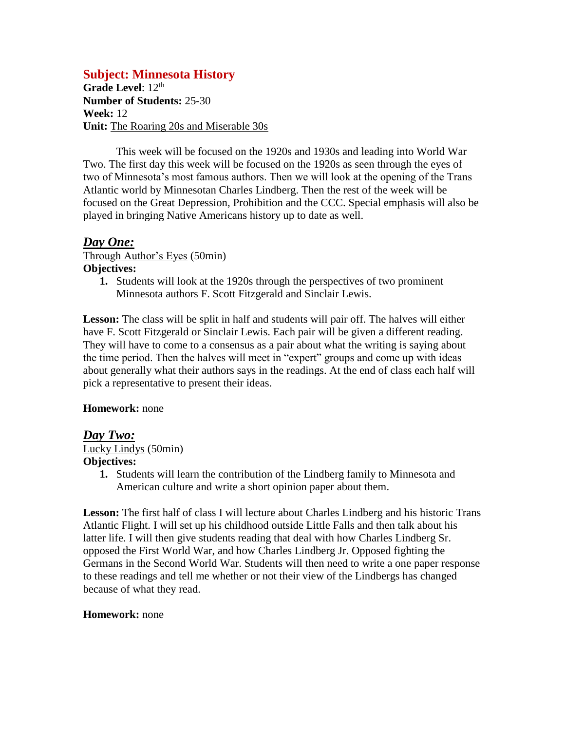## Subject: Minnesota History

**Grade Level**: 12th
**Number of Students:** 25-30
**Week:** 12
**Unit:** The Roaring 20s and Miserable 30s

This week will be focused on the 1920s and 1930s and leading into World War Two. The first day this week will be focused on the 1920s as seen through the eyes of two of Minnesota's most famous authors. Then we will look at the opening of the Trans Atlantic world by Minnesotan Charles Lindberg. Then the rest of the week will be focused on the Great Depression, Prohibition and the CCC. Special emphasis will also be played in bringing Native Americans history up to date as well.

### *Day One:*

Through Author's Eyes (50min)

**Objectives:**

1. Students will look at the 1920s through the perspectives of two prominent Minnesota authors F. Scott Fitzgerald and Sinclair Lewis.

**Lesson:** The class will be split in half and students will pair off. The halves will either have F. Scott Fitzgerald or Sinclair Lewis. Each pair will be given a different reading. They will have to come to a consensus as a pair about what the writing is saying about the time period. Then the halves will meet in "expert" groups and come up with ideas about generally what their authors says in the readings. At the end of class each half will pick a representative to present their ideas.

**Homework:** none

### *Day Two:*

Lucky Lindys (50min)

**Objectives:**

1. Students will learn the contribution of the Lindberg family to Minnesota and American culture and write a short opinion paper about them.

**Lesson:** The first half of class I will lecture about Charles Lindberg and his historic Trans Atlantic Flight. I will set up his childhood outside Little Falls and then talk about his latter life. I will then give students reading that deal with how Charles Lindberg Sr. opposed the First World War, and how Charles Lindberg Jr. Opposed fighting the Germans in the Second World War. Students will then need to write a one paper response to these readings and tell me whether or not their view of the Lindbergs has changed because of what they read.

**Homework:** none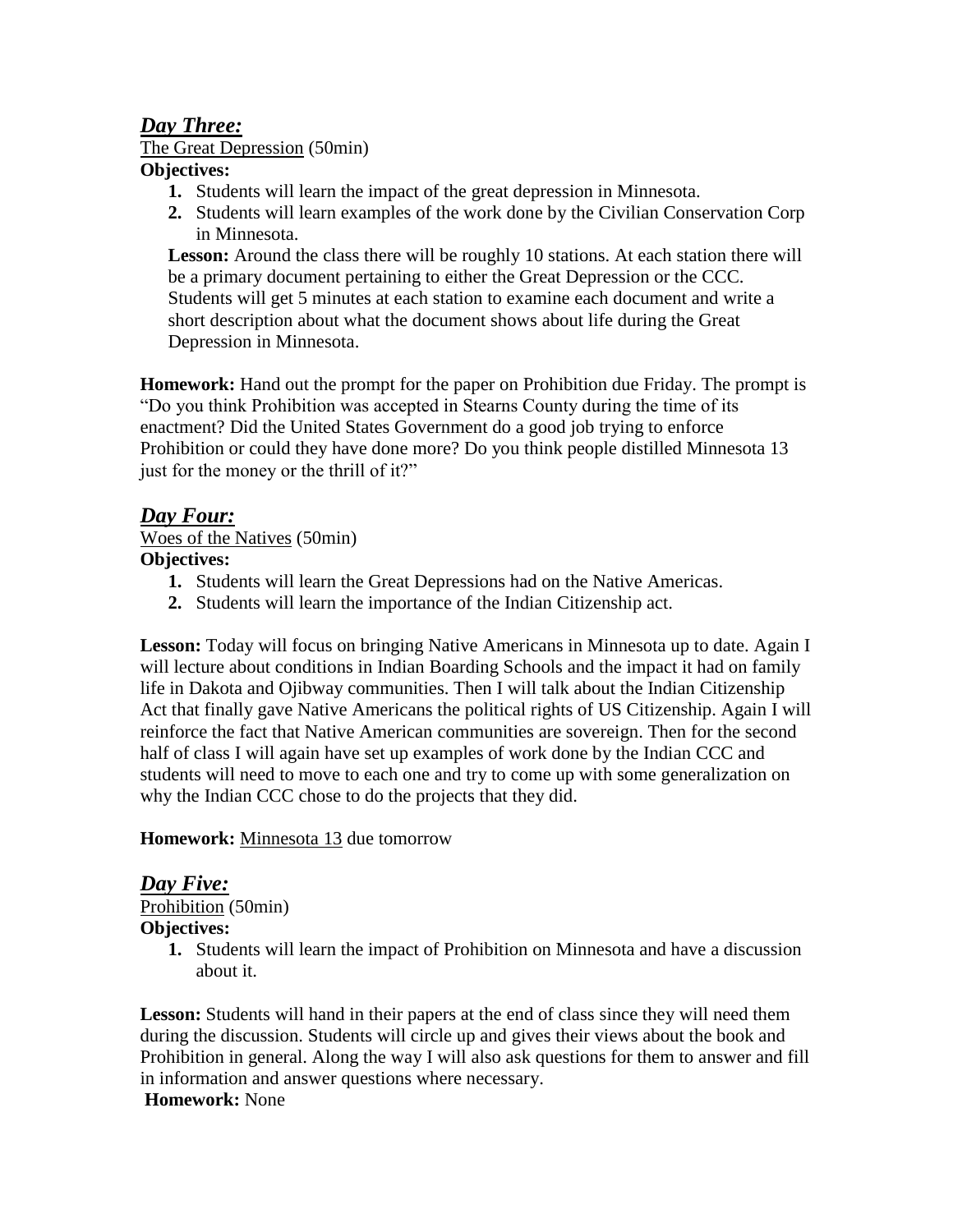## *Day Three:*

The Great Depression (50min)

**Objectives:**

1. Students will learn the impact of the great depression in Minnesota.
2. Students will learn examples of the work done by the Civilian Conservation Corp in Minnesota.

   **Lesson:** Around the class there will be roughly 10 stations. At each station there will be a primary document pertaining to either the Great Depression or the CCC. Students will get 5 minutes at each station to examine each document and write a short description about what the document shows about life during the Great Depression in Minnesota.

**Homework:** Hand out the prompt for the paper on Prohibition due Friday. The prompt is "Do you think Prohibition was accepted in Stearns County during the time of its enactment? Did the United States Government do a good job trying to enforce Prohibition or could they have done more? Do you think people distilled Minnesota 13 just for the money or the thrill of it?"

## *Day Four:*

Woes of the Natives (50min)

**Objectives:**

1. Students will learn the Great Depressions had on the Native Americas.
2. Students will learn the importance of the Indian Citizenship act.

**Lesson:** Today will focus on bringing Native Americans in Minnesota up to date. Again I will lecture about conditions in Indian Boarding Schools and the impact it had on family life in Dakota and Ojibway communities. Then I will talk about the Indian Citizenship Act that finally gave Native Americans the political rights of US Citizenship. Again I will reinforce the fact that Native American communities are sovereign. Then for the second half of class I will again have set up examples of work done by the Indian CCC and students will need to move to each one and try to come up with some generalization on why the Indian CCC chose to do the projects that they did.

**Homework:** Minnesota 13 due tomorrow

## *Day Five:*

Prohibition (50min)

**Objectives:**

1. Students will learn the impact of Prohibition on Minnesota and have a discussion about it.

**Lesson:** Students will hand in their papers at the end of class since they will need them during the discussion. Students will circle up and gives their views about the book and Prohibition in general. Along the way I will also ask questions for them to answer and fill in information and answer questions where necessary.

**Homework:** None